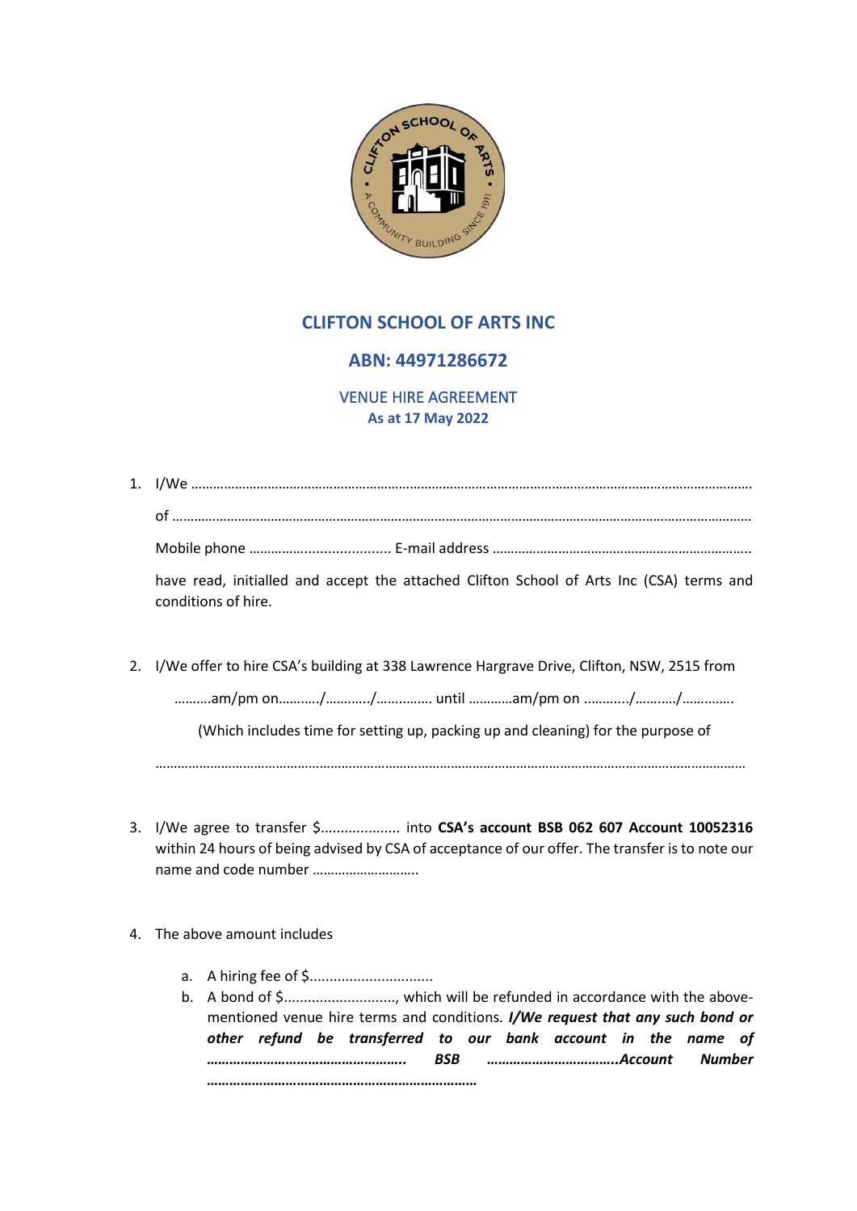# CLIFTON SCHOOL OF ARTS INC

## ABN: 44971286672

### VENUE HIRE AGREEMENT

**As at 17 May 2022**

1. I/We ……………………………………………………………………………………………………………………………………

   of ……………………………………………………………………………………………………………………………………

   Mobile phone ………………................... E-mail address …………………………………………………………….

   have read, initialled and accept the attached Clifton School of Arts Inc (CSA) terms and conditions of hire.

2. I/We offer to hire CSA's building at 338 Lawrence Hargrave Drive, Clifton, NSW, 2515 from

   ……….am/pm on………./…………/…………… until …………am/pm on …………/………../………….

   (Which includes time for setting up, packing up and cleaning) for the purpose of

   ……………………………………………………………………………………………………………………………………

3. I/We agree to transfer $.................... into **CSA's account BSB 062 607 Account 10052316** within 24 hours of being advised by CSA of acceptance of our offer. The transfer is to note our name and code number ………………………..

4. The above amount includes

   a. A hiring fee of $...............................
   b. A bond of $............................, which will be refunded in accordance with the above-mentioned venue hire terms and conditions. ***I/We request that any such bond or other refund be transferred to our bank account in the name of …………………………………………….. BSB ……………………………..Account Number ……………………………………………………………***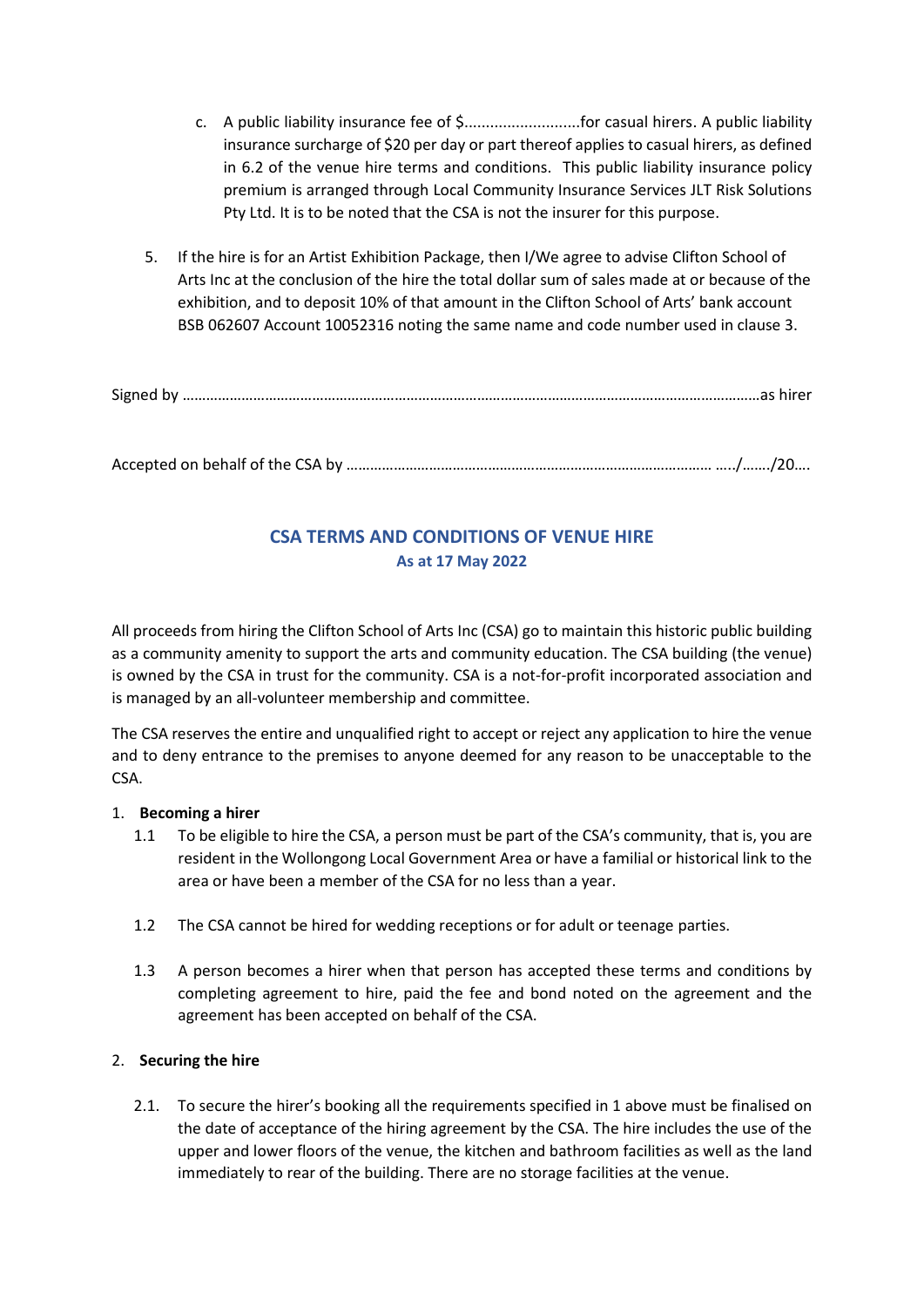c. A public liability insurance fee of $...........................for casual hirers. A public liability insurance surcharge of $20 per day or part thereof applies to casual hirers, as defined in 6.2 of the venue hire terms and conditions. This public liability insurance policy premium is arranged through Local Community Insurance Services JLT Risk Solutions Pty Ltd. It is to be noted that the CSA is not the insurer for this purpose.

5. If the hire is for an Artist Exhibition Package, then I/We agree to advise Clifton School of Arts Inc at the conclusion of the hire the total dollar sum of sales made at or because of the exhibition, and to deposit 10% of that amount in the Clifton School of Arts' bank account BSB 062607 Account 10052316 noting the same name and code number used in clause 3.

Signed by ……………………………………………………………………………………………………………………………as hirer

Accepted on behalf of the CSA by ……………………………………………………………………………… …../……./20….

## CSA TERMS AND CONDITIONS OF VENUE HIRE

**As at 17 May 2022**

All proceeds from hiring the Clifton School of Arts Inc (CSA) go to maintain this historic public building as a community amenity to support the arts and community education. The CSA building (the venue) is owned by the CSA in trust for the community. CSA is a not-for-profit incorporated association and is managed by an all-volunteer membership and committee.

The CSA reserves the entire and unqualified right to accept or reject any application to hire the venue and to deny entrance to the premises to anyone deemed for any reason to be unacceptable to the CSA.

1. **Becoming a hirer**

   1.1 To be eligible to hire the CSA, a person must be part of the CSA's community, that is, you are resident in the Wollongong Local Government Area or have a familial or historical link to the area or have been a member of the CSA for no less than a year.

   1.2 The CSA cannot be hired for wedding receptions or for adult or teenage parties.

   1.3 A person becomes a hirer when that person has accepted these terms and conditions by completing agreement to hire, paid the fee and bond noted on the agreement and the agreement has been accepted on behalf of the CSA.

2. **Securing the hire**

   2.1. To secure the hirer's booking all the requirements specified in 1 above must be finalised on the date of acceptance of the hiring agreement by the CSA. The hire includes the use of the upper and lower floors of the venue, the kitchen and bathroom facilities as well as the land immediately to rear of the building. There are no storage facilities at the venue.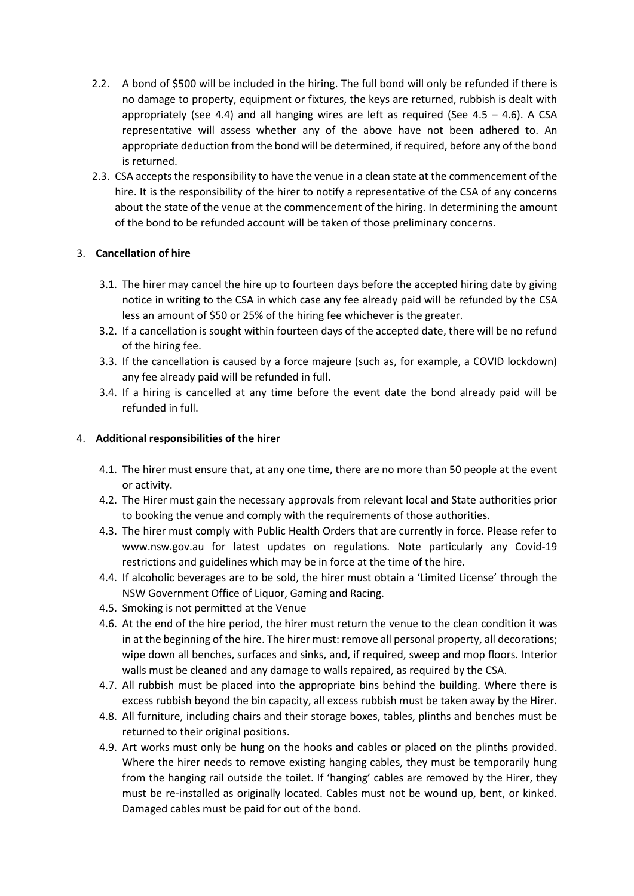2.2. A bond of $500 will be included in the hiring. The full bond will only be refunded if there is no damage to property, equipment or fixtures, the keys are returned, rubbish is dealt with appropriately (see 4.4) and all hanging wires are left as required (See 4.5 – 4.6). A CSA representative will assess whether any of the above have not been adhered to. An appropriate deduction from the bond will be determined, if required, before any of the bond is returned.

2.3. CSA accepts the responsibility to have the venue in a clean state at the commencement of the hire. It is the responsibility of the hirer to notify a representative of the CSA of any concerns about the state of the venue at the commencement of the hiring. In determining the amount of the bond to be refunded account will be taken of those preliminary concerns.

## 3. Cancellation of hire

3.1. The hirer may cancel the hire up to fourteen days before the accepted hiring date by giving notice in writing to the CSA in which case any fee already paid will be refunded by the CSA less an amount of $50 or 25% of the hiring fee whichever is the greater.

3.2. If a cancellation is sought within fourteen days of the accepted date, there will be no refund of the hiring fee.

3.3. If the cancellation is caused by a force majeure (such as, for example, a COVID lockdown) any fee already paid will be refunded in full.

3.4. If a hiring is cancelled at any time before the event date the bond already paid will be refunded in full.

## 4. Additional responsibilities of the hirer

4.1. The hirer must ensure that, at any one time, there are no more than 50 people at the event or activity.

4.2. The Hirer must gain the necessary approvals from relevant local and State authorities prior to booking the venue and comply with the requirements of those authorities.

4.3. The hirer must comply with Public Health Orders that are currently in force. Please refer to www.nsw.gov.au for latest updates on regulations. Note particularly any Covid-19 restrictions and guidelines which may be in force at the time of the hire.

4.4. If alcoholic beverages are to be sold, the hirer must obtain a 'Limited License' through the NSW Government Office of Liquor, Gaming and Racing.

4.5. Smoking is not permitted at the Venue

4.6. At the end of the hire period, the hirer must return the venue to the clean condition it was in at the beginning of the hire. The hirer must: remove all personal property, all decorations; wipe down all benches, surfaces and sinks, and, if required, sweep and mop floors. Interior walls must be cleaned and any damage to walls repaired, as required by the CSA.

4.7. All rubbish must be placed into the appropriate bins behind the building. Where there is excess rubbish beyond the bin capacity, all excess rubbish must be taken away by the Hirer.

4.8. All furniture, including chairs and their storage boxes, tables, plinths and benches must be returned to their original positions.

4.9. Art works must only be hung on the hooks and cables or placed on the plinths provided. Where the hirer needs to remove existing hanging cables, they must be temporarily hung from the hanging rail outside the toilet. If 'hanging' cables are removed by the Hirer, they must be re-installed as originally located. Cables must not be wound up, bent, or kinked. Damaged cables must be paid for out of the bond.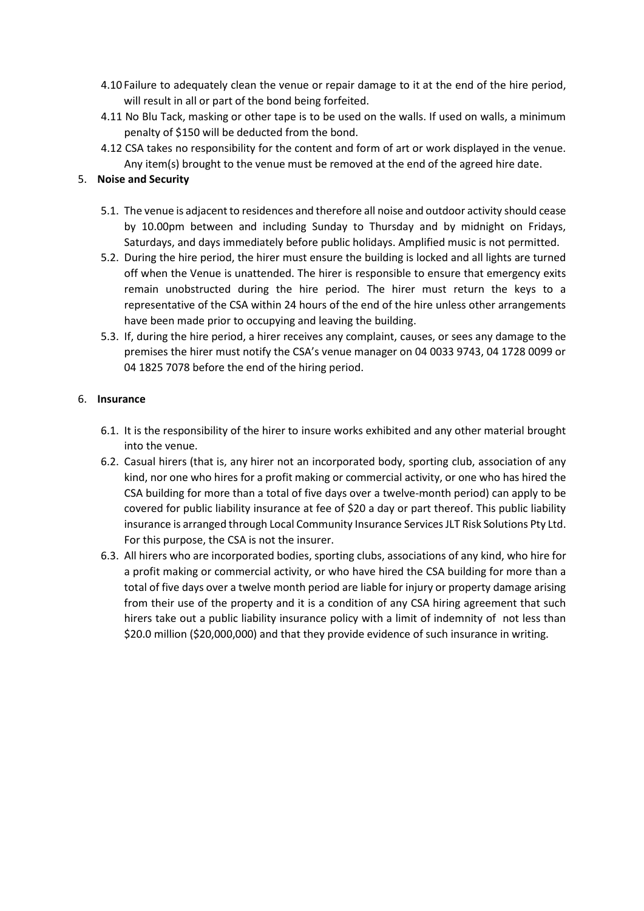4.10 Failure to adequately clean the venue or repair damage to it at the end of the hire period, will result in all or part of the bond being forfeited.

4.11 No Blu Tack, masking or other tape is to be used on the walls. If used on walls, a minimum penalty of $150 will be deducted from the bond.

4.12 CSA takes no responsibility for the content and form of art or work displayed in the venue. Any item(s) brought to the venue must be removed at the end of the agreed hire date.

5. **Noise and Security**

5.1. The venue is adjacent to residences and therefore all noise and outdoor activity should cease by 10.00pm between and including Sunday to Thursday and by midnight on Fridays, Saturdays, and days immediately before public holidays. Amplified music is not permitted.

5.2. During the hire period, the hirer must ensure the building is locked and all lights are turned off when the Venue is unattended. The hirer is responsible to ensure that emergency exits remain unobstructed during the hire period. The hirer must return the keys to a representative of the CSA within 24 hours of the end of the hire unless other arrangements have been made prior to occupying and leaving the building.

5.3. If, during the hire period, a hirer receives any complaint, causes, or sees any damage to the premises the hirer must notify the CSA's venue manager on 04 0033 9743, 04 1728 0099 or 04 1825 7078 before the end of the hiring period.

6. **Insurance**

6.1. It is the responsibility of the hirer to insure works exhibited and any other material brought into the venue.

6.2. Casual hirers (that is, any hirer not an incorporated body, sporting club, association of any kind, nor one who hires for a profit making or commercial activity, or one who has hired the CSA building for more than a total of five days over a twelve-month period) can apply to be covered for public liability insurance at fee of $20 a day or part thereof. This public liability insurance is arranged through Local Community Insurance Services JLT Risk Solutions Pty Ltd. For this purpose, the CSA is not the insurer.

6.3. All hirers who are incorporated bodies, sporting clubs, associations of any kind, who hire for a profit making or commercial activity, or who have hired the CSA building for more than a total of five days over a twelve month period are liable for injury or property damage arising from their use of the property and it is a condition of any CSA hiring agreement that such hirers take out a public liability insurance policy with a limit of indemnity of not less than $20.0 million ($20,000,000) and that they provide evidence of such insurance in writing.